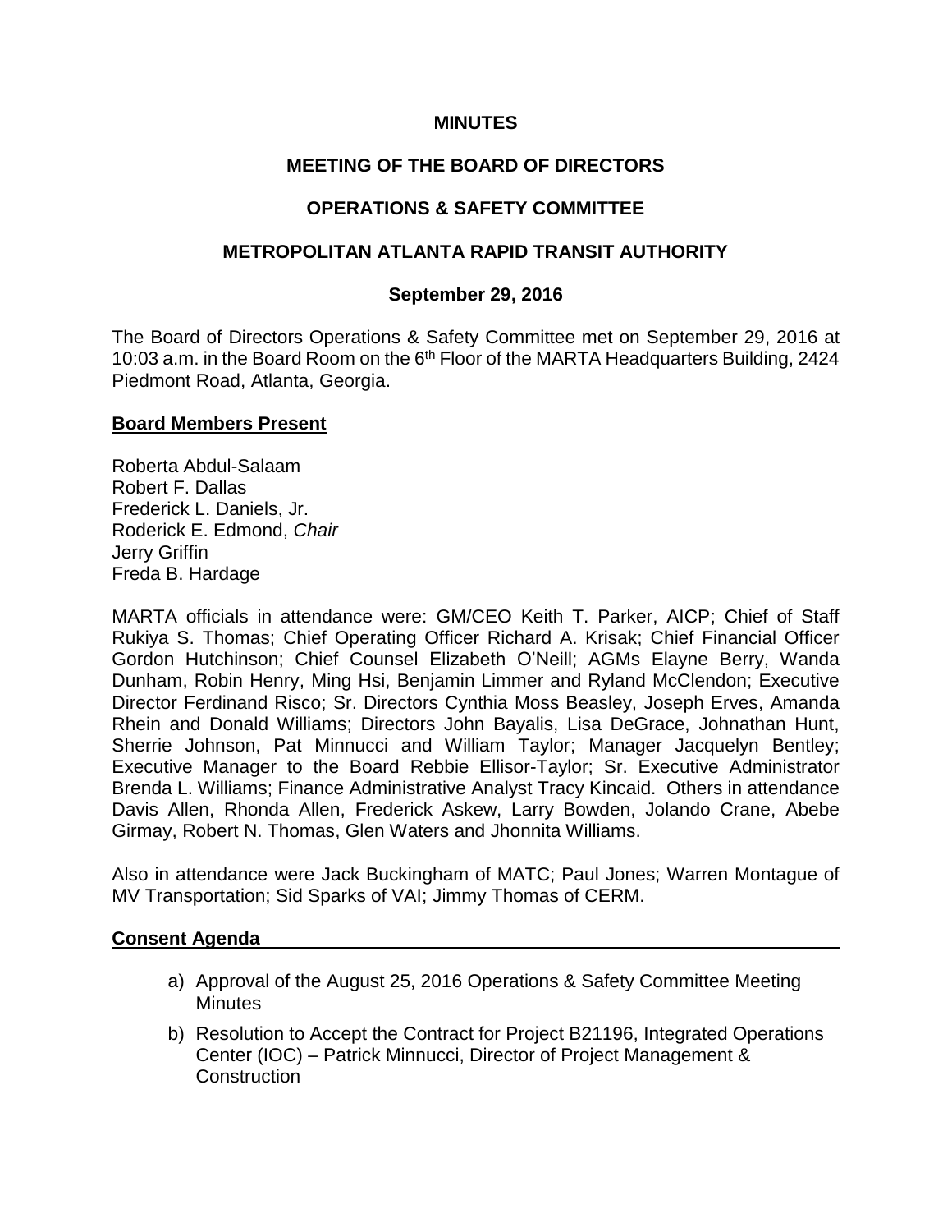**MINUTES**

**MEETING OF THE BOARD OF DIRECTORS**

**OPERATIONS & SAFETY COMMITTEE**

**METROPOLITAN ATLANTA RAPID TRANSIT AUTHORITY**

**September 29, 2016**

The Board of Directors Operations & Safety Committee met on September 29, 2016 at 10:03 a.m. in the Board Room on the 6th Floor of the MARTA Headquarters Building, 2424 Piedmont Road, Atlanta, Georgia.

**Board Members Present**

Roberta Abdul-Salaam
Robert F. Dallas
Frederick L. Daniels, Jr.
Roderick E. Edmond, *Chair*
Jerry Griffin
Freda B. Hardage

MARTA officials in attendance were: GM/CEO Keith T. Parker, AICP; Chief of Staff Rukiya S. Thomas; Chief Operating Officer Richard A. Krisak; Chief Financial Officer Gordon Hutchinson; Chief Counsel Elizabeth O'Neill; AGMs Elayne Berry, Wanda Dunham, Robin Henry, Ming Hsi, Benjamin Limmer and Ryland McClendon; Executive Director Ferdinand Risco; Sr. Directors Cynthia Moss Beasley, Joseph Erves, Amanda Rhein and Donald Williams; Directors John Bayalis, Lisa DeGrace, Johnathan Hunt, Sherrie Johnson, Pat Minnucci and William Taylor; Manager Jacquelyn Bentley; Executive Manager to the Board Rebbie Ellisor-Taylor; Sr. Executive Administrator Brenda L. Williams; Finance Administrative Analyst Tracy Kincaid. Others in attendance Davis Allen, Rhonda Allen, Frederick Askew, Larry Bowden, Jolando Crane, Abebe Girmay, Robert N. Thomas, Glen Waters and Jhonnita Williams.

Also in attendance were Jack Buckingham of MATC; Paul Jones; Warren Montague of MV Transportation; Sid Sparks of VAI; Jimmy Thomas of CERM.

**Consent Agenda**

a) Approval of the August 25, 2016 Operations & Safety Committee Meeting Minutes

b) Resolution to Accept the Contract for Project B21196, Integrated Operations Center (IOC) – Patrick Minnucci, Director of Project Management & Construction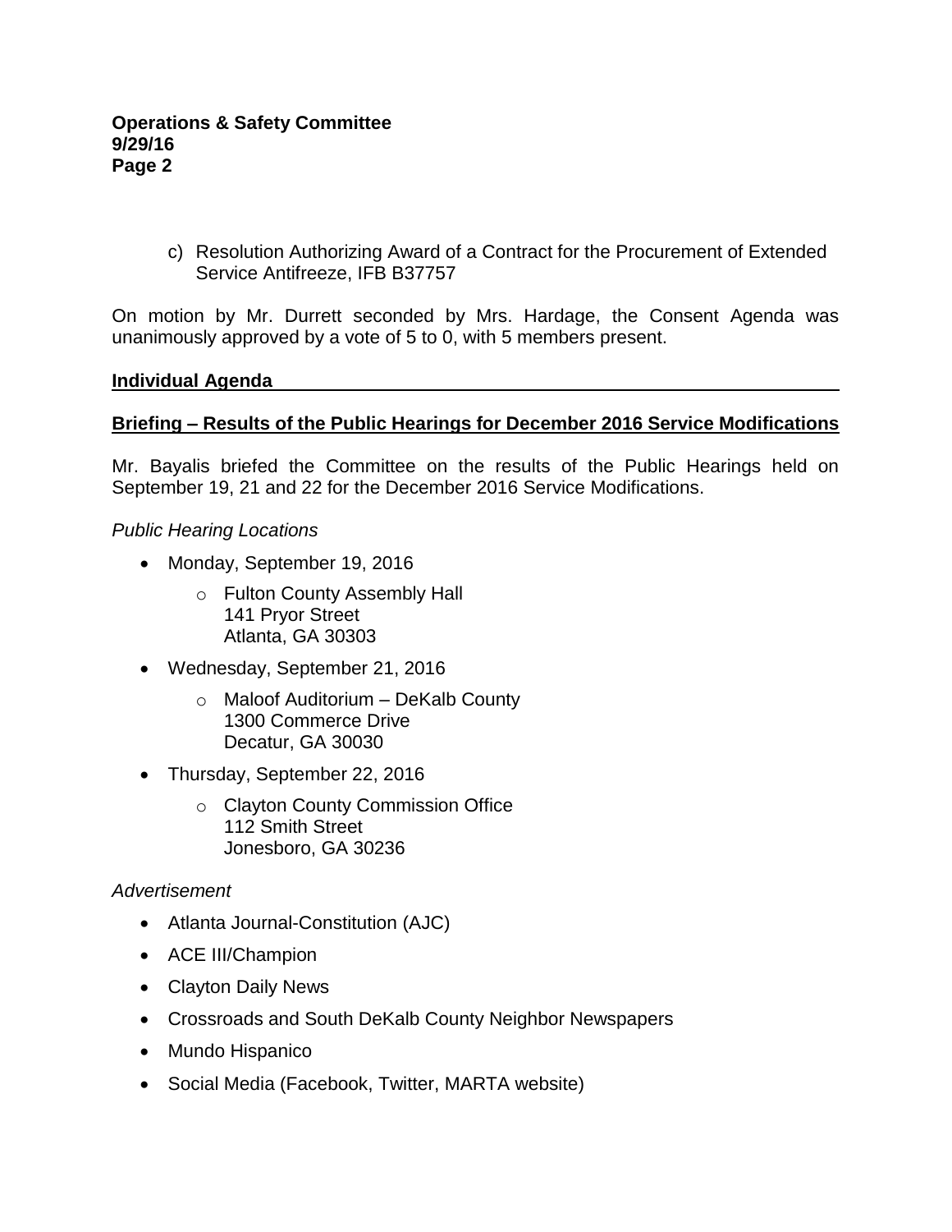c) Resolution Authorizing Award of a Contract for the Procurement of Extended Service Antifreeze, IFB B37757

On motion by Mr. Durrett seconded by Mrs. Hardage, the Consent Agenda was unanimously approved by a vote of 5 to 0, with 5 members present.

## Individual Agenda

### Briefing – Results of the Public Hearings for December 2016 Service Modifications

Mr. Bayalis briefed the Committee on the results of the Public Hearings held on September 19, 21 and 22 for the December 2016 Service Modifications.

*Public Hearing Locations*

- Monday, September 19, 2016
  - Fulton County Assembly Hall
    141 Pryor Street
    Atlanta, GA 30303
- Wednesday, September 21, 2016
  - Maloof Auditorium – DeKalb County
    1300 Commerce Drive
    Decatur, GA 30030
- Thursday, September 22, 2016
  - Clayton County Commission Office
    112 Smith Street
    Jonesboro, GA 30236

*Advertisement*

- Atlanta Journal-Constitution (AJC)
- ACE III/Champion
- Clayton Daily News
- Crossroads and South DeKalb County Neighbor Newspapers
- Mundo Hispanico
- Social Media (Facebook, Twitter, MARTA website)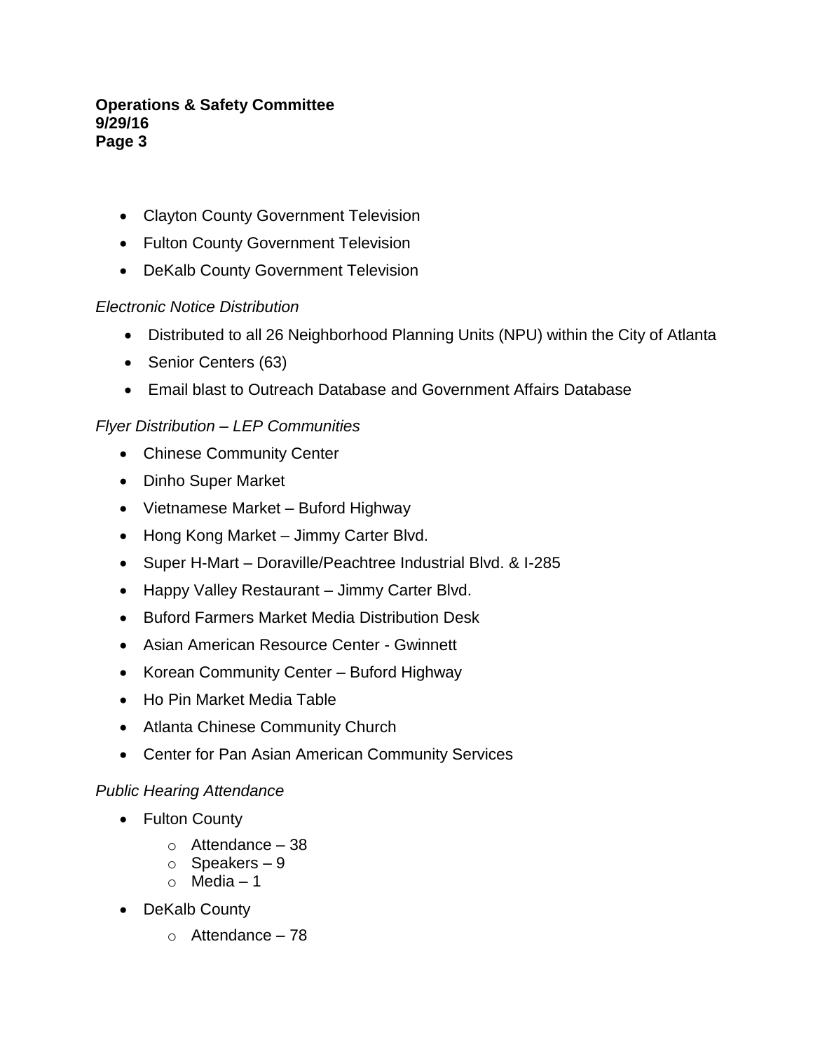- Clayton County Government Television
- Fulton County Government Television
- DeKalb County Government Television

*Electronic Notice Distribution*

- Distributed to all 26 Neighborhood Planning Units (NPU) within the City of Atlanta
- Senior Centers (63)
- Email blast to Outreach Database and Government Affairs Database

*Flyer Distribution – LEP Communities*

- Chinese Community Center
- Dinho Super Market
- Vietnamese Market – Buford Highway
- Hong Kong Market – Jimmy Carter Blvd.
- Super H-Mart – Doraville/Peachtree Industrial Blvd. & I-285
- Happy Valley Restaurant – Jimmy Carter Blvd.
- Buford Farmers Market Media Distribution Desk
- Asian American Resource Center - Gwinnett
- Korean Community Center – Buford Highway
- Ho Pin Market Media Table
- Atlanta Chinese Community Church
- Center for Pan Asian American Community Services

*Public Hearing Attendance*

- Fulton County
  - Attendance – 38
  - Speakers – 9
  - Media – 1
- DeKalb County
  - Attendance – 78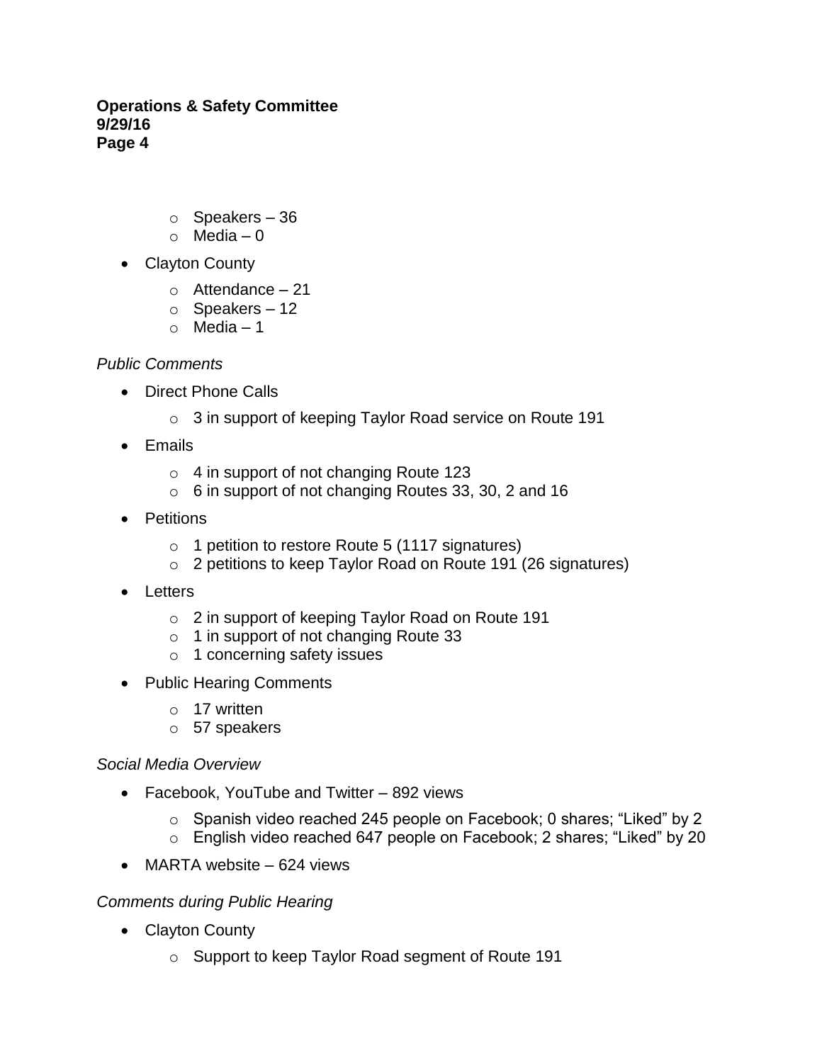- Speakers – 36
    - Media – 0
- Clayton County
    - Attendance – 21
    - Speakers – 12
    - Media – 1

*Public Comments*

- Direct Phone Calls
    - 3 in support of keeping Taylor Road service on Route 191
- Emails
    - 4 in support of not changing Route 123
    - 6 in support of not changing Routes 33, 30, 2 and 16
- Petitions
    - 1 petition to restore Route 5 (1117 signatures)
    - 2 petitions to keep Taylor Road on Route 191 (26 signatures)
- Letters
    - 2 in support of keeping Taylor Road on Route 191
    - 1 in support of not changing Route 33
    - 1 concerning safety issues
- Public Hearing Comments
    - 17 written
    - 57 speakers

*Social Media Overview*

- Facebook, YouTube and Twitter – 892 views
    - Spanish video reached 245 people on Facebook; 0 shares; "Liked" by 2
    - English video reached 647 people on Facebook; 2 shares; "Liked" by 20
- MARTA website – 624 views

*Comments during Public Hearing*

- Clayton County
    - Support to keep Taylor Road segment of Route 191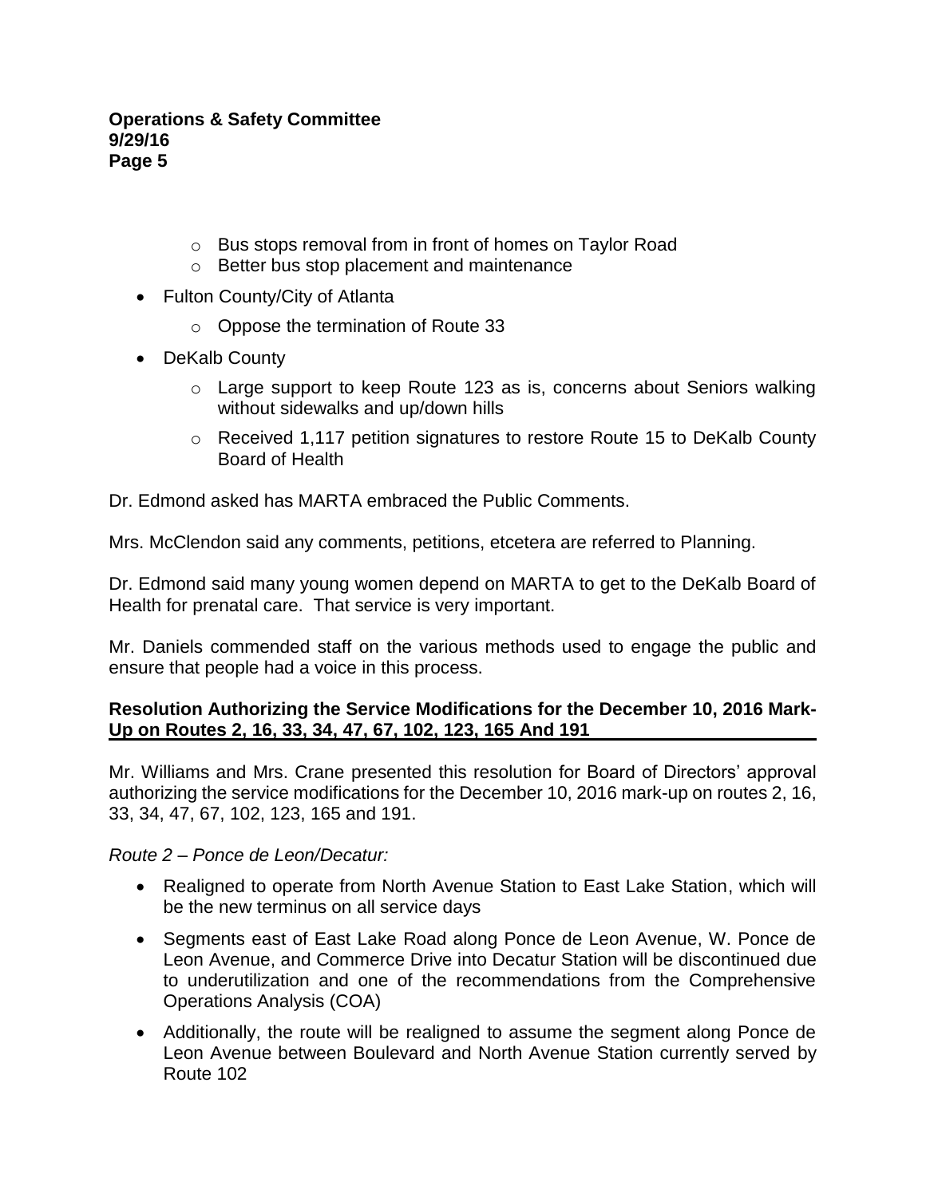- Bus stops removal from in front of homes on Taylor Road
  - Better bus stop placement and maintenance
- Fulton County/City of Atlanta
  - Oppose the termination of Route 33
- DeKalb County
  - Large support to keep Route 123 as is, concerns about Seniors walking without sidewalks and up/down hills
  - Received 1,117 petition signatures to restore Route 15 to DeKalb County Board of Health

Dr. Edmond asked has MARTA embraced the Public Comments.

Mrs. McClendon said any comments, petitions, etcetera are referred to Planning.

Dr. Edmond said many young women depend on MARTA to get to the DeKalb Board of Health for prenatal care. That service is very important.

Mr. Daniels commended staff on the various methods used to engage the public and ensure that people had a voice in this process.

**Resolution Authorizing the Service Modifications for the December 10, 2016 Mark-Up on Routes 2, 16, 33, 34, 47, 67, 102, 123, 165 And 191**

Mr. Williams and Mrs. Crane presented this resolution for Board of Directors' approval authorizing the service modifications for the December 10, 2016 mark-up on routes 2, 16, 33, 34, 47, 67, 102, 123, 165 and 191.

*Route 2 – Ponce de Leon/Decatur:*

- Realigned to operate from North Avenue Station to East Lake Station, which will be the new terminus on all service days
- Segments east of East Lake Road along Ponce de Leon Avenue, W. Ponce de Leon Avenue, and Commerce Drive into Decatur Station will be discontinued due to underutilization and one of the recommendations from the Comprehensive Operations Analysis (COA)
- Additionally, the route will be realigned to assume the segment along Ponce de Leon Avenue between Boulevard and North Avenue Station currently served by Route 102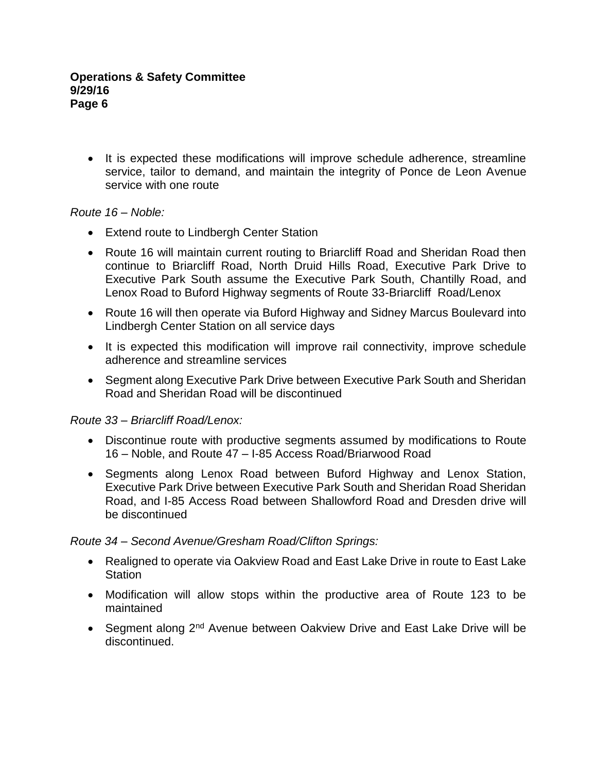- It is expected these modifications will improve schedule adherence, streamline service, tailor to demand, and maintain the integrity of Ponce de Leon Avenue service with one route

*Route 16 – Noble:*

- Extend route to Lindbergh Center Station
- Route 16 will maintain current routing to Briarcliff Road and Sheridan Road then continue to Briarcliff Road, North Druid Hills Road, Executive Park Drive to Executive Park South assume the Executive Park South, Chantilly Road, and Lenox Road to Buford Highway segments of Route 33-Briarcliff Road/Lenox
- Route 16 will then operate via Buford Highway and Sidney Marcus Boulevard into Lindbergh Center Station on all service days
- It is expected this modification will improve rail connectivity, improve schedule adherence and streamline services
- Segment along Executive Park Drive between Executive Park South and Sheridan Road and Sheridan Road will be discontinued

*Route 33 – Briarcliff Road/Lenox:*

- Discontinue route with productive segments assumed by modifications to Route 16 – Noble, and Route 47 – I-85 Access Road/Briarwood Road
- Segments along Lenox Road between Buford Highway and Lenox Station, Executive Park Drive between Executive Park South and Sheridan Road Sheridan Road, and I-85 Access Road between Shallowford Road and Dresden drive will be discontinued

*Route 34 – Second Avenue/Gresham Road/Clifton Springs:*

- Realigned to operate via Oakview Road and East Lake Drive in route to East Lake Station
- Modification will allow stops within the productive area of Route 123 to be maintained
- Segment along 2nd Avenue between Oakview Drive and East Lake Drive will be discontinued.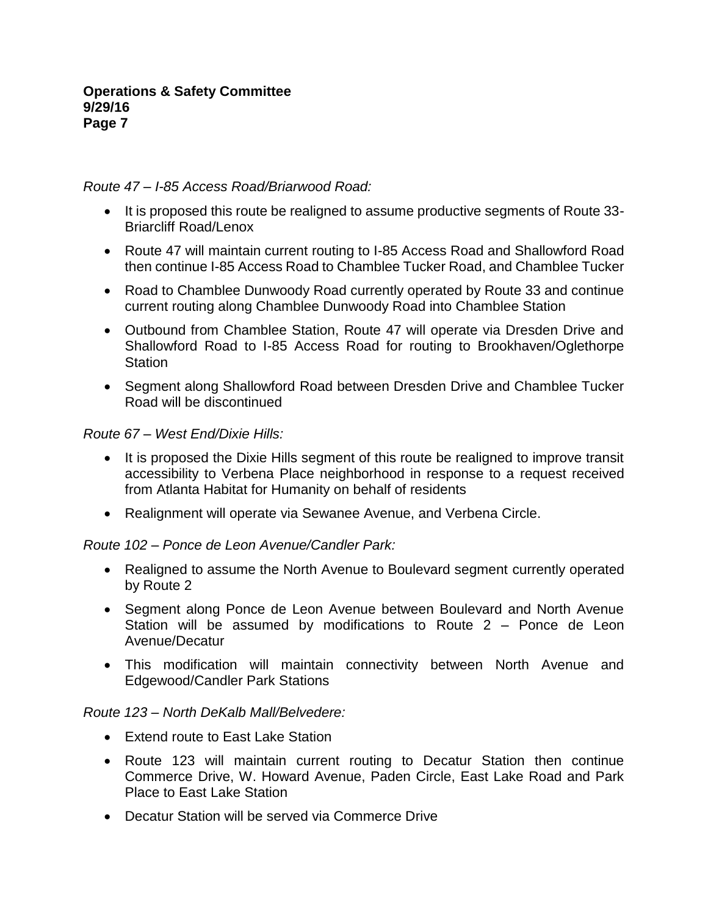*Route 47 – I-85 Access Road/Briarwood Road:*

- It is proposed this route be realigned to assume productive segments of Route 33-Briarcliff Road/Lenox
- Route 47 will maintain current routing to I-85 Access Road and Shallowford Road then continue I-85 Access Road to Chamblee Tucker Road, and Chamblee Tucker
- Road to Chamblee Dunwoody Road currently operated by Route 33 and continue current routing along Chamblee Dunwoody Road into Chamblee Station
- Outbound from Chamblee Station, Route 47 will operate via Dresden Drive and Shallowford Road to I-85 Access Road for routing to Brookhaven/Oglethorpe Station
- Segment along Shallowford Road between Dresden Drive and Chamblee Tucker Road will be discontinued

*Route 67 – West End/Dixie Hills:*

- It is proposed the Dixie Hills segment of this route be realigned to improve transit accessibility to Verbena Place neighborhood in response to a request received from Atlanta Habitat for Humanity on behalf of residents
- Realignment will operate via Sewanee Avenue, and Verbena Circle.

*Route 102 – Ponce de Leon Avenue/Candler Park:*

- Realigned to assume the North Avenue to Boulevard segment currently operated by Route 2
- Segment along Ponce de Leon Avenue between Boulevard and North Avenue Station will be assumed by modifications to Route 2 – Ponce de Leon Avenue/Decatur
- This modification will maintain connectivity between North Avenue and Edgewood/Candler Park Stations

*Route 123 – North DeKalb Mall/Belvedere:*

- Extend route to East Lake Station
- Route 123 will maintain current routing to Decatur Station then continue Commerce Drive, W. Howard Avenue, Paden Circle, East Lake Road and Park Place to East Lake Station
- Decatur Station will be served via Commerce Drive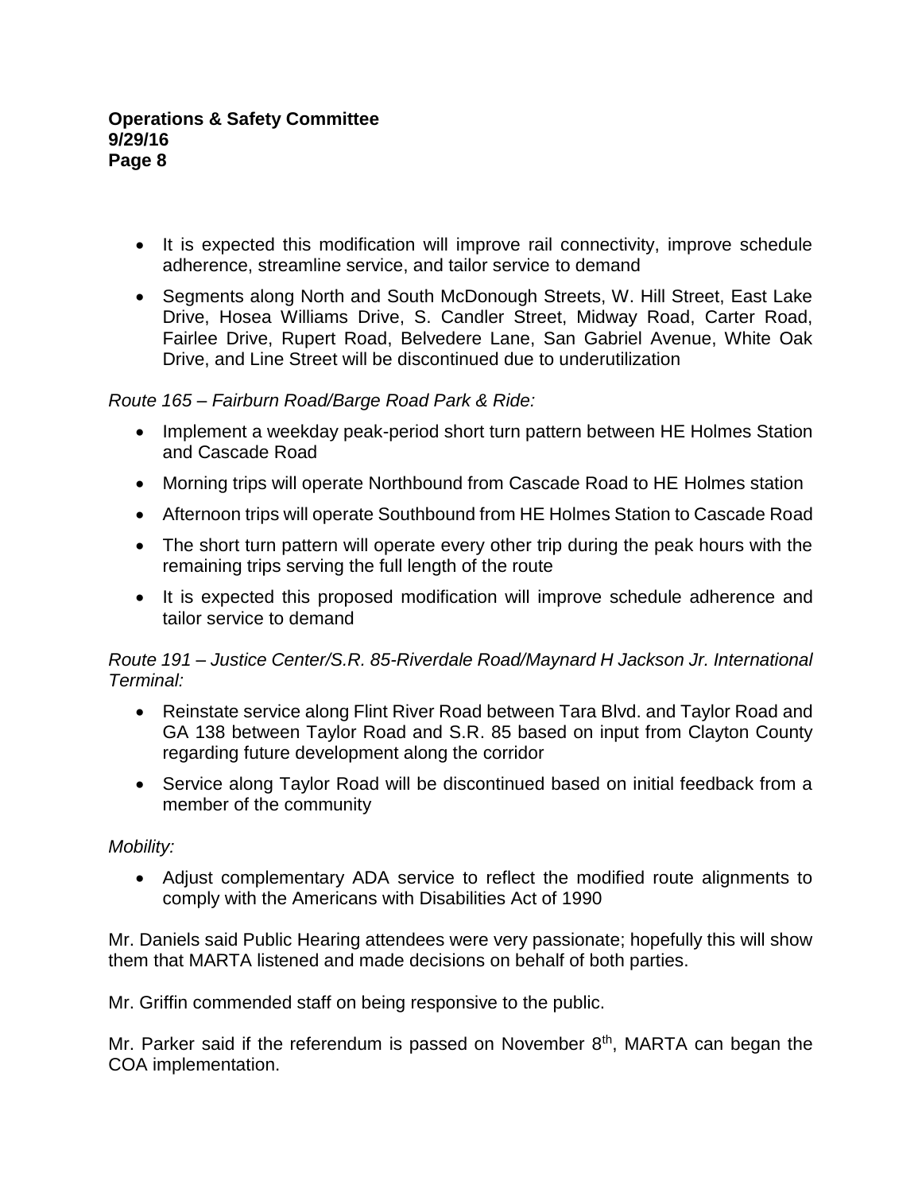- It is expected this modification will improve rail connectivity, improve schedule adherence, streamline service, and tailor service to demand
- Segments along North and South McDonough Streets, W. Hill Street, East Lake Drive, Hosea Williams Drive, S. Candler Street, Midway Road, Carter Road, Fairlee Drive, Rupert Road, Belvedere Lane, San Gabriel Avenue, White Oak Drive, and Line Street will be discontinued due to underutilization

*Route 165 – Fairburn Road/Barge Road Park & Ride:*

- Implement a weekday peak-period short turn pattern between HE Holmes Station and Cascade Road
- Morning trips will operate Northbound from Cascade Road to HE Holmes station
- Afternoon trips will operate Southbound from HE Holmes Station to Cascade Road
- The short turn pattern will operate every other trip during the peak hours with the remaining trips serving the full length of the route
- It is expected this proposed modification will improve schedule adherence and tailor service to demand

*Route 191 – Justice Center/S.R. 85-Riverdale Road/Maynard H Jackson Jr. International Terminal:*

- Reinstate service along Flint River Road between Tara Blvd. and Taylor Road and GA 138 between Taylor Road and S.R. 85 based on input from Clayton County regarding future development along the corridor
- Service along Taylor Road will be discontinued based on initial feedback from a member of the community

*Mobility:*

- Adjust complementary ADA service to reflect the modified route alignments to comply with the Americans with Disabilities Act of 1990

Mr. Daniels said Public Hearing attendees were very passionate; hopefully this will show them that MARTA listened and made decisions on behalf of both parties.

Mr. Griffin commended staff on being responsive to the public.

Mr. Parker said if the referendum is passed on November 8th, MARTA can began the COA implementation.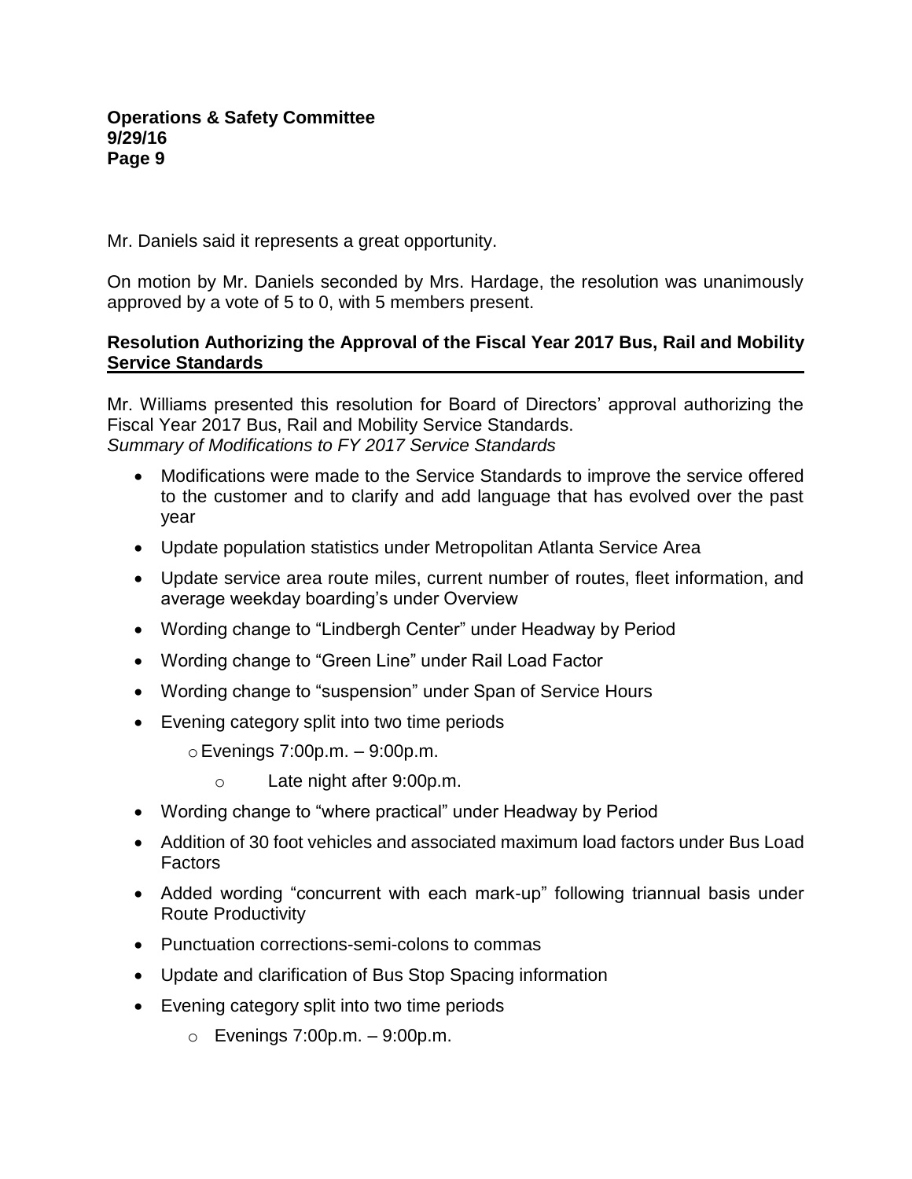Mr. Daniels said it represents a great opportunity.

On motion by Mr. Daniels seconded by Mrs. Hardage, the resolution was unanimously approved by a vote of 5 to 0, with 5 members present.

**Resolution Authorizing the Approval of the Fiscal Year 2017 Bus, Rail and Mobility Service Standards**

Mr. Williams presented this resolution for Board of Directors' approval authorizing the Fiscal Year 2017 Bus, Rail and Mobility Service Standards.
*Summary of Modifications to FY 2017 Service Standards*

- Modifications were made to the Service Standards to improve the service offered to the customer and to clarify and add language that has evolved over the past year
- Update population statistics under Metropolitan Atlanta Service Area
- Update service area route miles, current number of routes, fleet information, and average weekday boarding's under Overview
- Wording change to "Lindbergh Center" under Headway by Period
- Wording change to "Green Line" under Rail Load Factor
- Wording change to "suspension" under Span of Service Hours
- Evening category split into two time periods
  - Evenings 7:00p.m. – 9:00p.m.
  - Late night after 9:00p.m.
- Wording change to "where practical" under Headway by Period
- Addition of 30 foot vehicles and associated maximum load factors under Bus Load Factors
- Added wording "concurrent with each mark-up" following triannual basis under Route Productivity
- Punctuation corrections-semi-colons to commas
- Update and clarification of Bus Stop Spacing information
- Evening category split into two time periods
  - Evenings 7:00p.m. – 9:00p.m.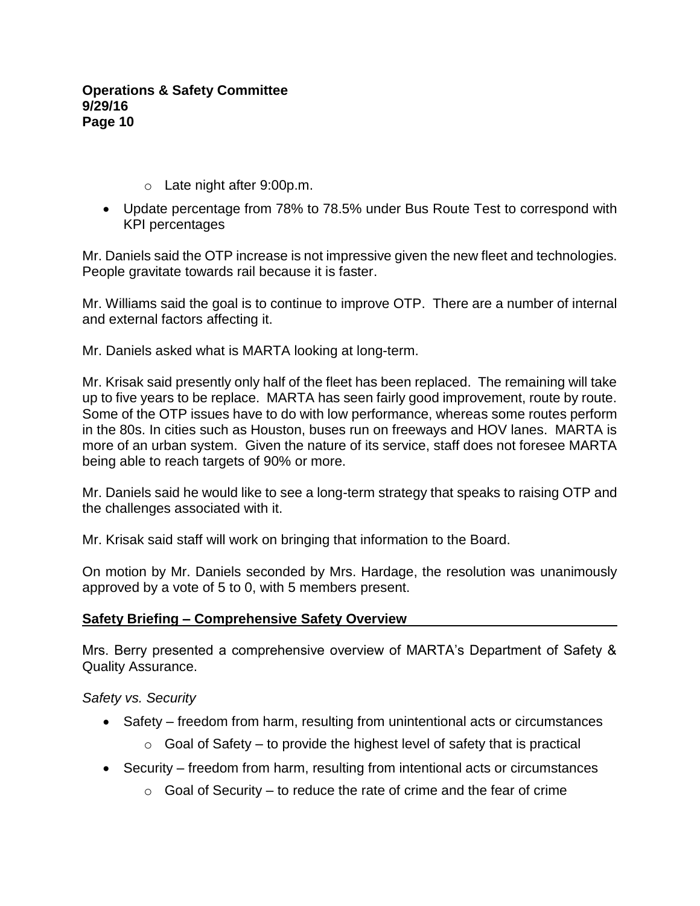- Late night after 9:00p.m.

- Update percentage from 78% to 78.5% under Bus Route Test to correspond with KPI percentages

Mr. Daniels said the OTP increase is not impressive given the new fleet and technologies. People gravitate towards rail because it is faster.

Mr. Williams said the goal is to continue to improve OTP. There are a number of internal and external factors affecting it.

Mr. Daniels asked what is MARTA looking at long-term.

Mr. Krisak said presently only half of the fleet has been replaced. The remaining will take up to five years to be replace. MARTA has seen fairly good improvement, route by route. Some of the OTP issues have to do with low performance, whereas some routes perform in the 80s. In cities such as Houston, buses run on freeways and HOV lanes. MARTA is more of an urban system. Given the nature of its service, staff does not foresee MARTA being able to reach targets of 90% or more.

Mr. Daniels said he would like to see a long-term strategy that speaks to raising OTP and the challenges associated with it.

Mr. Krisak said staff will work on bringing that information to the Board.

On motion by Mr. Daniels seconded by Mrs. Hardage, the resolution was unanimously approved by a vote of 5 to 0, with 5 members present.

## Safety Briefing – Comprehensive Safety Overview

Mrs. Berry presented a comprehensive overview of MARTA's Department of Safety & Quality Assurance.

*Safety vs. Security*

- Safety – freedom from harm, resulting from unintentional acts or circumstances
  - Goal of Safety – to provide the highest level of safety that is practical
- Security – freedom from harm, resulting from intentional acts or circumstances
  - Goal of Security – to reduce the rate of crime and the fear of crime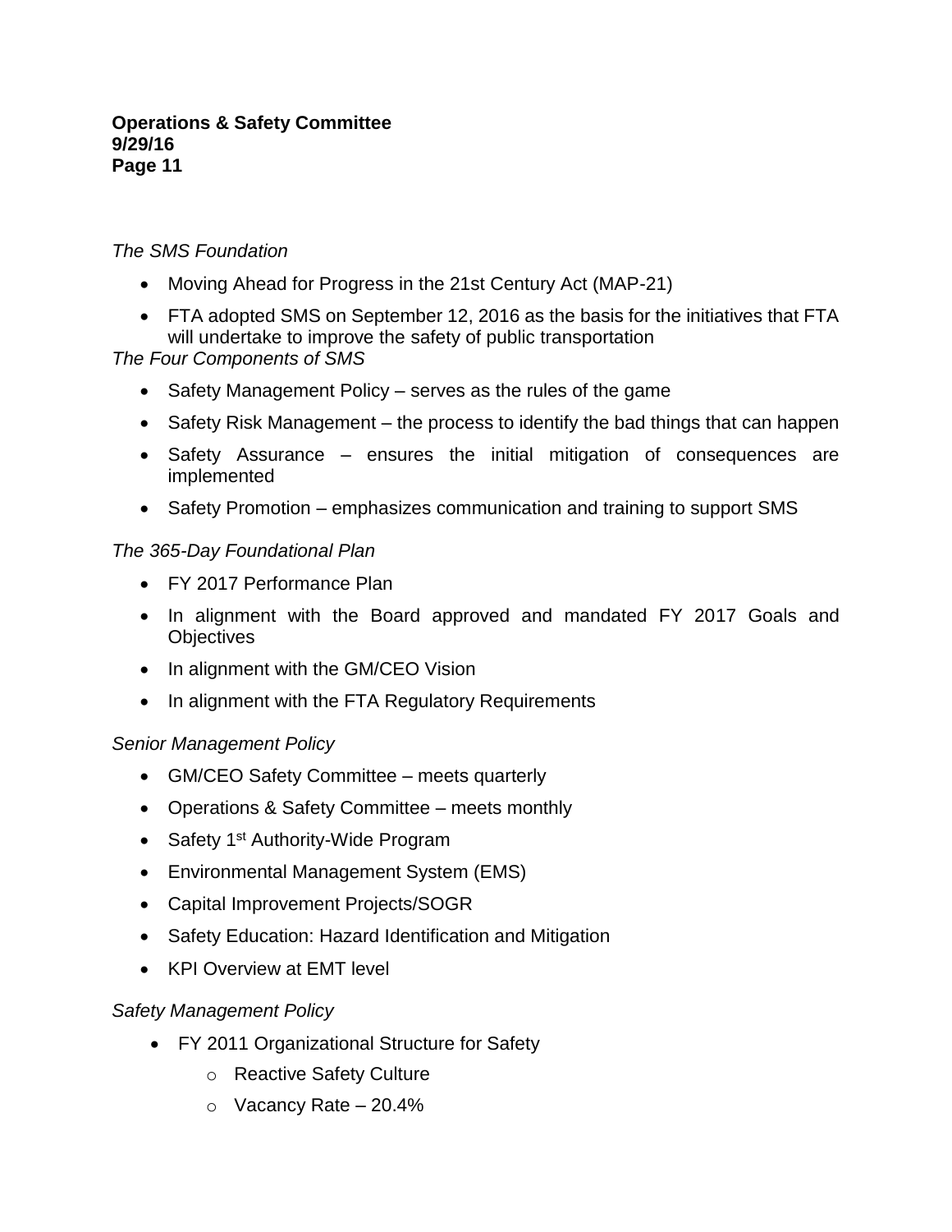*The SMS Foundation*

- Moving Ahead for Progress in the 21st Century Act (MAP-21)
- FTA adopted SMS on September 12, 2016 as the basis for the initiatives that FTA will undertake to improve the safety of public transportation

*The Four Components of SMS*

- Safety Management Policy – serves as the rules of the game
- Safety Risk Management – the process to identify the bad things that can happen
- Safety Assurance – ensures the initial mitigation of consequences are implemented
- Safety Promotion – emphasizes communication and training to support SMS

*The 365-Day Foundational Plan*

- FY 2017 Performance Plan
- In alignment with the Board approved and mandated FY 2017 Goals and Objectives
- In alignment with the GM/CEO Vision
- In alignment with the FTA Regulatory Requirements

*Senior Management Policy*

- GM/CEO Safety Committee – meets quarterly
- Operations & Safety Committee – meets monthly
- Safety 1st Authority-Wide Program
- Environmental Management System (EMS)
- Capital Improvement Projects/SOGR
- Safety Education: Hazard Identification and Mitigation
- KPI Overview at EMT level

*Safety Management Policy*

- FY 2011 Organizational Structure for Safety
  - Reactive Safety Culture
  - Vacancy Rate – 20.4%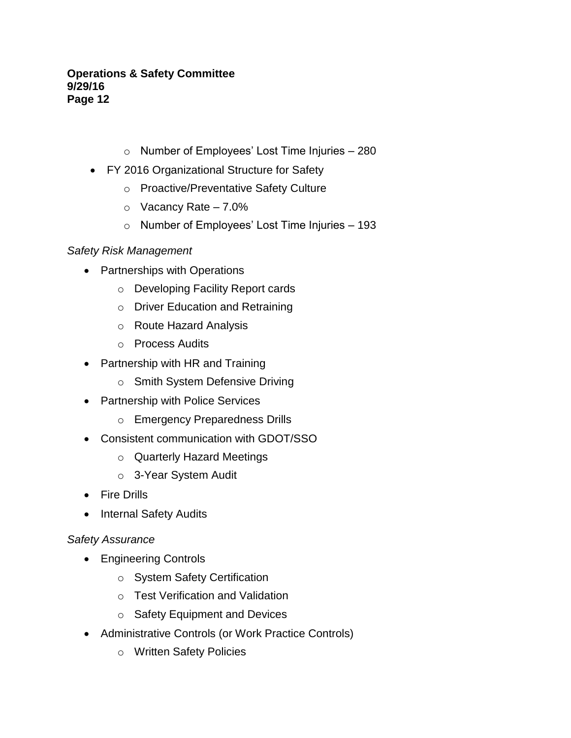- Number of Employees' Lost Time Injuries – 280
- FY 2016 Organizational Structure for Safety
  - Proactive/Preventative Safety Culture
  - Vacancy Rate – 7.0%
  - Number of Employees' Lost Time Injuries – 193

*Safety Risk Management*

- Partnerships with Operations
  - Developing Facility Report cards
  - Driver Education and Retraining
  - Route Hazard Analysis
  - Process Audits
- Partnership with HR and Training
  - Smith System Defensive Driving
- Partnership with Police Services
  - Emergency Preparedness Drills
- Consistent communication with GDOT/SSO
  - Quarterly Hazard Meetings
  - 3-Year System Audit
- Fire Drills
- Internal Safety Audits

*Safety Assurance*

- Engineering Controls
  - System Safety Certification
  - Test Verification and Validation
  - Safety Equipment and Devices
- Administrative Controls (or Work Practice Controls)
  - Written Safety Policies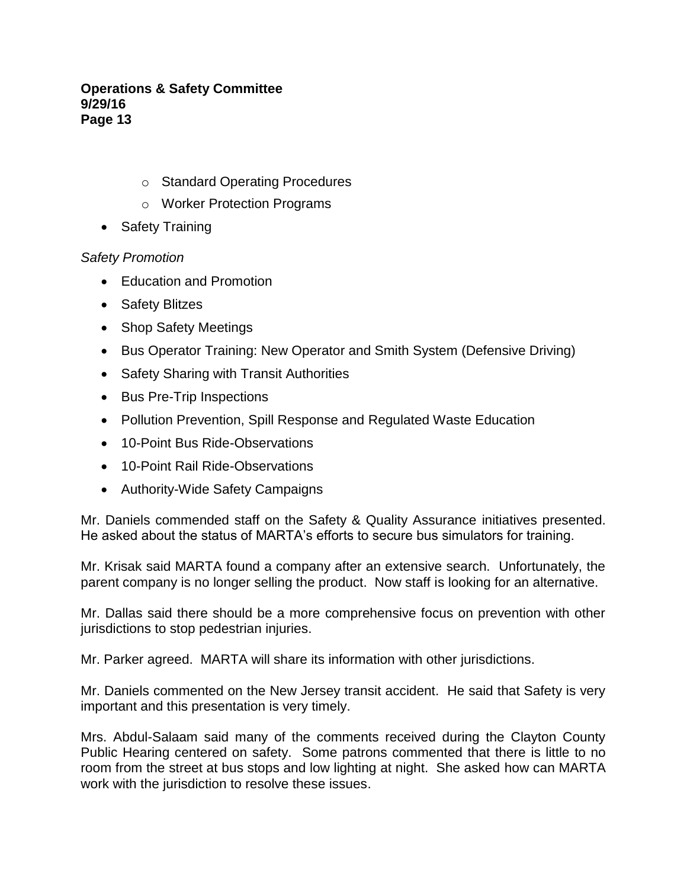- Standard Operating Procedures
   - Worker Protection Programs
- Safety Training

*Safety Promotion*

- Education and Promotion
- Safety Blitzes
- Shop Safety Meetings
- Bus Operator Training: New Operator and Smith System (Defensive Driving)
- Safety Sharing with Transit Authorities
- Bus Pre-Trip Inspections
- Pollution Prevention, Spill Response and Regulated Waste Education
- 10-Point Bus Ride-Observations
- 10-Point Rail Ride-Observations
- Authority-Wide Safety Campaigns

Mr. Daniels commended staff on the Safety & Quality Assurance initiatives presented. He asked about the status of MARTA's efforts to secure bus simulators for training.

Mr. Krisak said MARTA found a company after an extensive search. Unfortunately, the parent company is no longer selling the product. Now staff is looking for an alternative.

Mr. Dallas said there should be a more comprehensive focus on prevention with other jurisdictions to stop pedestrian injuries.

Mr. Parker agreed. MARTA will share its information with other jurisdictions.

Mr. Daniels commented on the New Jersey transit accident. He said that Safety is very important and this presentation is very timely.

Mrs. Abdul-Salaam said many of the comments received during the Clayton County Public Hearing centered on safety. Some patrons commented that there is little to no room from the street at bus stops and low lighting at night. She asked how can MARTA work with the jurisdiction to resolve these issues.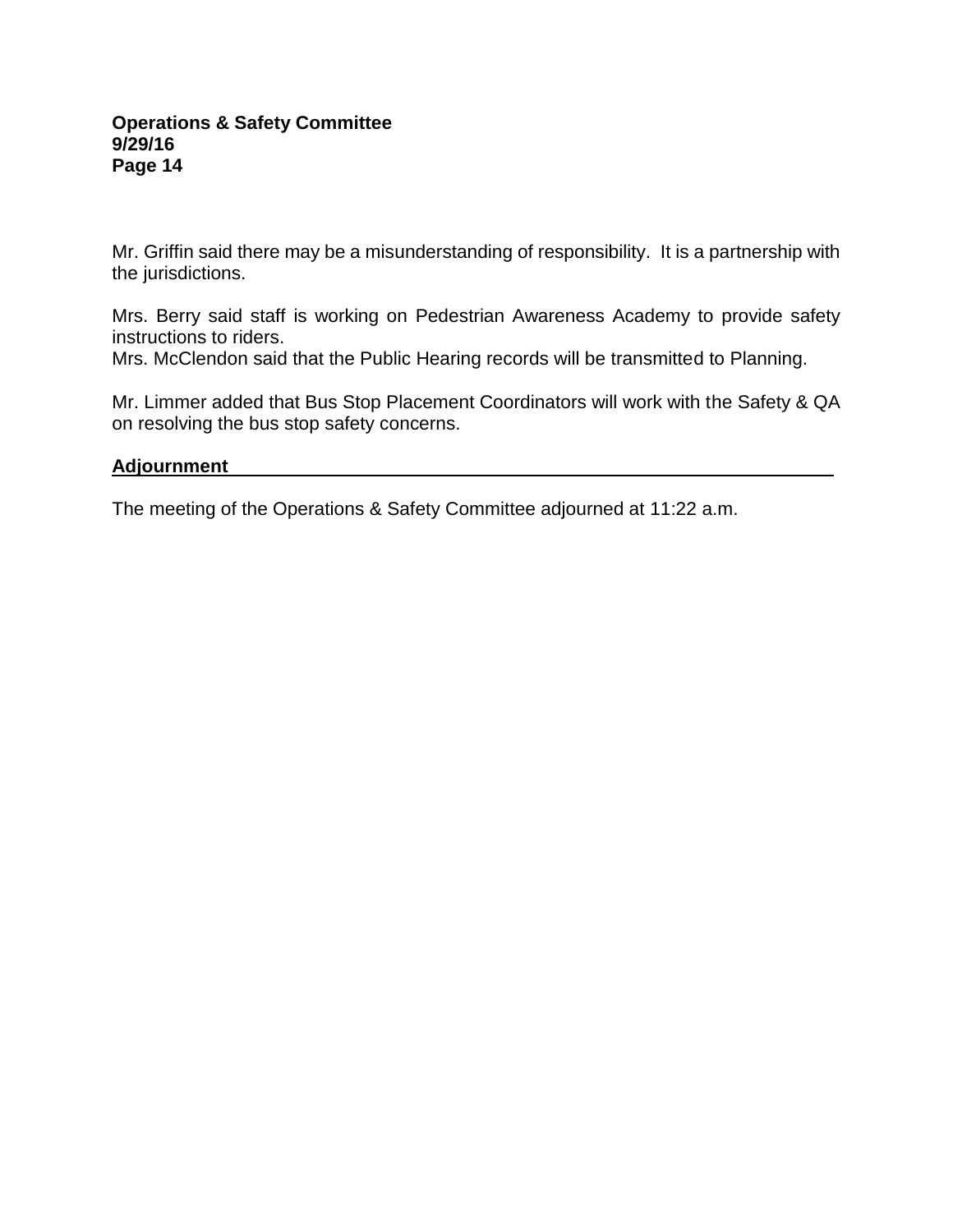Mr. Griffin said there may be a misunderstanding of responsibility. It is a partnership with the jurisdictions.

Mrs. Berry said staff is working on Pedestrian Awareness Academy to provide safety instructions to riders.
Mrs. McClendon said that the Public Hearing records will be transmitted to Planning.

Mr. Limmer added that Bus Stop Placement Coordinators will work with the Safety & QA on resolving the bus stop safety concerns.

## Adjournment

The meeting of the Operations & Safety Committee adjourned at 11:22 a.m.